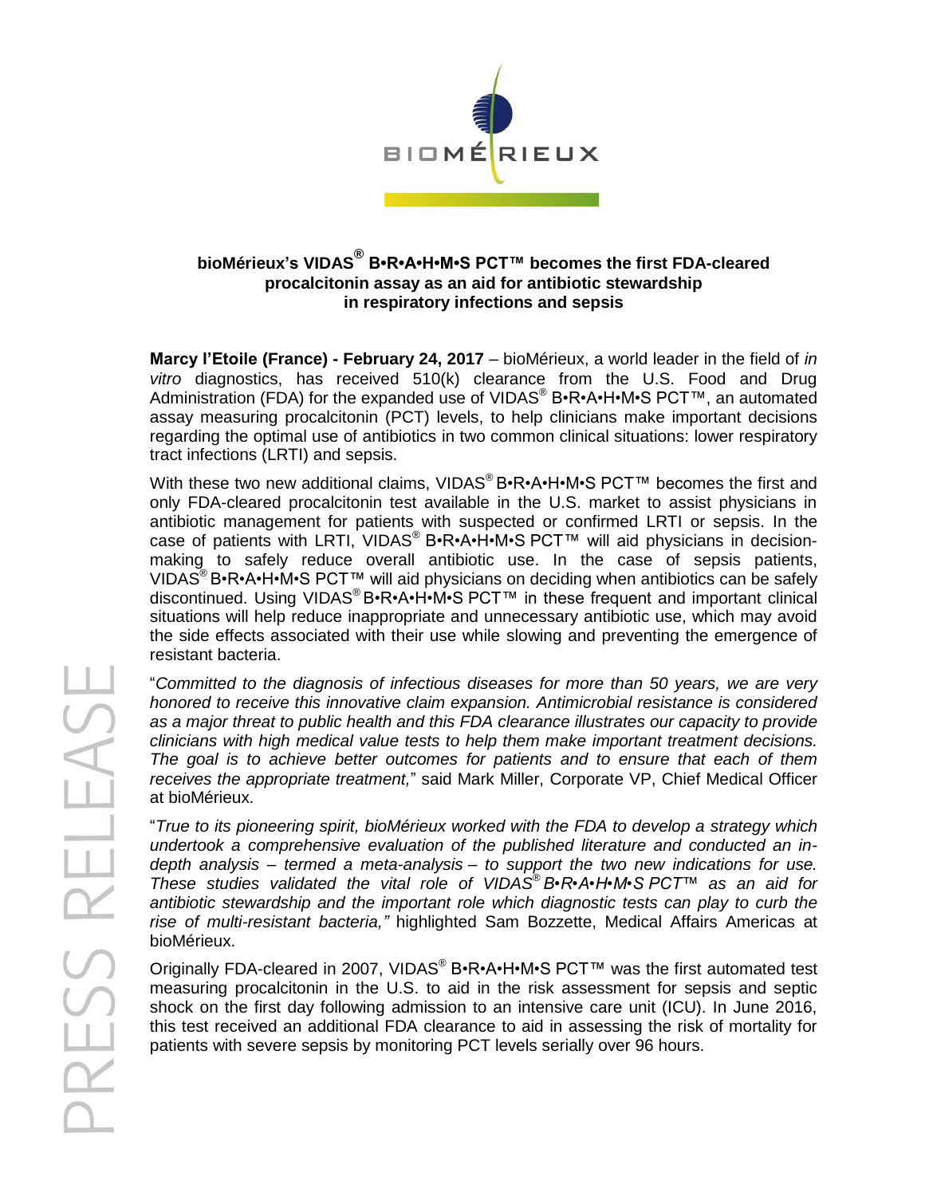## bioMérieux's VIDAS® B•R•A•H•M•S PCT™ becomes the first FDA-cleared procalcitonin assay as an aid for antibiotic stewardship in respiratory infections and sepsis

**Marcy l'Etoile (France) - February 24, 2017** – bioMérieux, a world leader in the field of *in vitro* diagnostics, has received 510(k) clearance from the U.S. Food and Drug Administration (FDA) for the expanded use of VIDAS® B•R•A•H•M•S PCT™, an automated assay measuring procalcitonin (PCT) levels, to help clinicians make important decisions regarding the optimal use of antibiotics in two common clinical situations: lower respiratory tract infections (LRTI) and sepsis.

With these two new additional claims, VIDAS® B•R•A•H•M•S PCT™ becomes the first and only FDA-cleared procalcitonin test available in the U.S. market to assist physicians in antibiotic management for patients with suspected or confirmed LRTI or sepsis. In the case of patients with LRTI, VIDAS® B•R•A•H•M•S PCT™ will aid physicians in decision-making to safely reduce overall antibiotic use. In the case of sepsis patients, VIDAS® B•R•A•H•M•S PCT™ will aid physicians on deciding when antibiotics can be safely discontinued. Using VIDAS® B•R•A•H•M•S PCT™ in these frequent and important clinical situations will help reduce inappropriate and unnecessary antibiotic use, which may avoid the side effects associated with their use while slowing and preventing the emergence of resistant bacteria.

"*Committed to the diagnosis of infectious diseases for more than 50 years, we are very honored to receive this innovative claim expansion. Antimicrobial resistance is considered as a major threat to public health and this FDA clearance illustrates our capacity to provide clinicians with high medical value tests to help them make important treatment decisions. The goal is to achieve better outcomes for patients and to ensure that each of them receives the appropriate treatment,*" said Mark Miller, Corporate VP, Chief Medical Officer at bioMérieux.

"*True to its pioneering spirit, bioMérieux worked with the FDA to develop a strategy which undertook a comprehensive evaluation of the published literature and conducted an in-depth analysis – termed a meta-analysis – to support the two new indications for use. These studies validated the vital role of VIDAS® B•R•A•H•M•S PCT™ as an aid for antibiotic stewardship and the important role which diagnostic tests can play to curb the rise of multi-resistant bacteria,"* highlighted Sam Bozzette, Medical Affairs Americas at bioMérieux.

Originally FDA-cleared in 2007, VIDAS® B•R•A•H•M•S PCT™ was the first automated test measuring procalcitonin in the U.S. to aid in the risk assessment for sepsis and septic shock on the first day following admission to an intensive care unit (ICU). In June 2016, this test received an additional FDA clearance to aid in assessing the risk of mortality for patients with severe sepsis by monitoring PCT levels serially over 96 hours.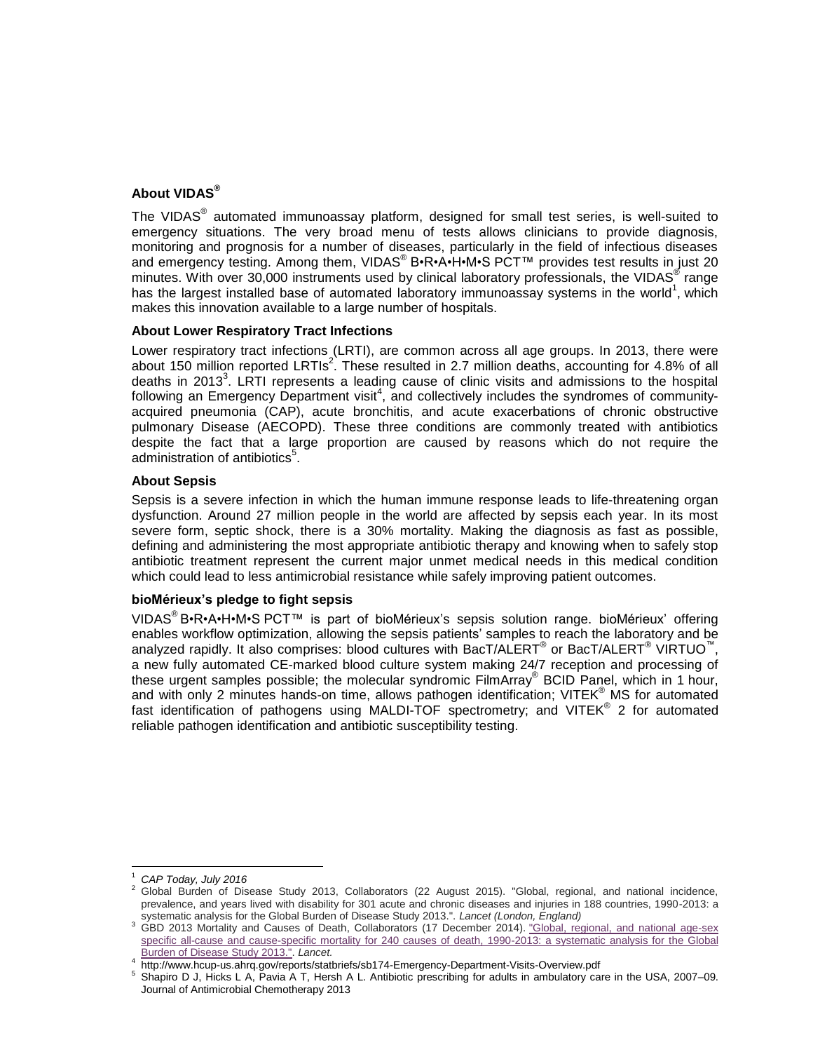### About VIDAS®

The VIDAS® automated immunoassay platform, designed for small test series, is well-suited to emergency situations. The very broad menu of tests allows clinicians to provide diagnosis, monitoring and prognosis for a number of diseases, particularly in the field of infectious diseases and emergency testing. Among them, VIDAS® B•R•A•H•M•S PCT™ provides test results in just 20 minutes. With over 30,000 instruments used by clinical laboratory professionals, the VIDAS® range has the largest installed base of automated laboratory immunoassay systems in the world[1], which makes this innovation available to a large number of hospitals.

### About Lower Respiratory Tract Infections

Lower respiratory tract infections (LRTI), are common across all age groups. In 2013, there were about 150 million reported LRTIs[2]. These resulted in 2.7 million deaths, accounting for 4.8% of all deaths in 2013[3]. LRTI represents a leading cause of clinic visits and admissions to the hospital following an Emergency Department visit[4], and collectively includes the syndromes of community-acquired pneumonia (CAP), acute bronchitis, and acute exacerbations of chronic obstructive pulmonary Disease (AECOPD). These three conditions are commonly treated with antibiotics despite the fact that a large proportion are caused by reasons which do not require the administration of antibiotics[5].

### About Sepsis

Sepsis is a severe infection in which the human immune response leads to life-threatening organ dysfunction. Around 27 million people in the world are affected by sepsis each year. In its most severe form, septic shock, there is a 30% mortality. Making the diagnosis as fast as possible, defining and administering the most appropriate antibiotic therapy and knowing when to safely stop antibiotic treatment represent the current major unmet medical needs in this medical condition which could lead to less antimicrobial resistance while safely improving patient outcomes.

### bioMérieux's pledge to fight sepsis

VIDAS® B•R•A•H•M•S PCT™ is part of bioMérieux's sepsis solution range. bioMérieux' offering enables workflow optimization, allowing the sepsis patients' samples to reach the laboratory and be analyzed rapidly. It also comprises: blood cultures with BacT/ALERT® or BacT/ALERT® VIRTUO™, a new fully automated CE-marked blood culture system making 24/7 reception and processing of these urgent samples possible; the molecular syndromic FilmArray® BCID Panel, which in 1 hour, and with only 2 minutes hands-on time, allows pathogen identification; VITEK® MS for automated fast identification of pathogens using MALDI-TOF spectrometry; and VITEK® 2 for automated reliable pathogen identification and antibiotic susceptibility testing.

---

[1] *CAP Today, July 2016*

[2] Global Burden of Disease Study 2013, Collaborators (22 August 2015). "Global, regional, and national incidence, prevalence, and years lived with disability for 301 acute and chronic diseases and injuries in 188 countries, 1990-2013: a systematic analysis for the Global Burden of Disease Study 2013.". *Lancet (London, England)*

[3] GBD 2013 Mortality and Causes of Death, Collaborators (17 December 2014). "Global, regional, and national age-sex specific all-cause and cause-specific mortality for 240 causes of death, 1990-2013: a systematic analysis for the Global Burden of Disease Study 2013.". *Lancet.*

[4] http://www.hcup-us.ahrq.gov/reports/statbriefs/sb174-Emergency-Department-Visits-Overview.pdf

[5] Shapiro D J, Hicks L A, Pavia A T, Hersh A L. Antibiotic prescribing for adults in ambulatory care in the USA, 2007–09. Journal of Antimicrobial Chemotherapy 2013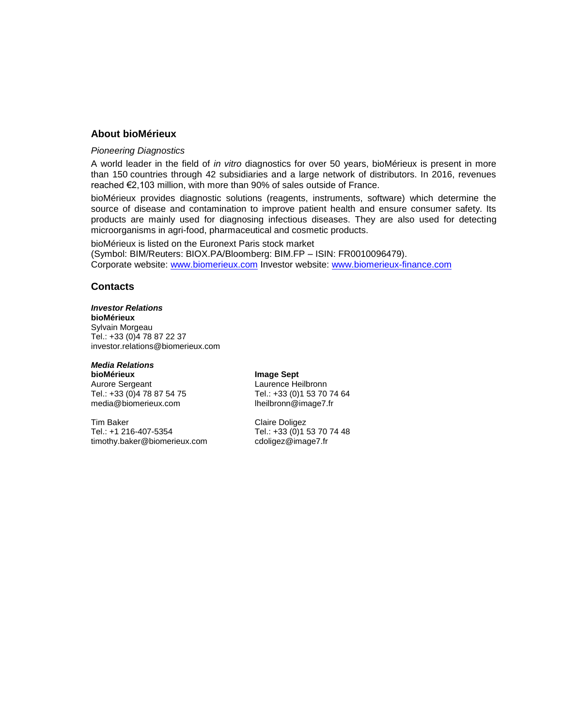## About bioMérieux

*Pioneering Diagnostics*

A world leader in the field of *in vitro* diagnostics for over 50 years, bioMérieux is present in more than 150 countries through 42 subsidiaries and a large network of distributors. In 2016, revenues reached €2,103 million, with more than 90% of sales outside of France.

bioMérieux provides diagnostic solutions (reagents, instruments, software) which determine the source of disease and contamination to improve patient health and ensure consumer safety. Its products are mainly used for diagnosing infectious diseases. They are also used for detecting microorganisms in agri-food, pharmaceutical and cosmetic products.

bioMérieux is listed on the Euronext Paris stock market
(Symbol: BIM/Reuters: BIOX.PA/Bloomberg: BIM.FP – ISIN: FR0010096479).
Corporate website: [www.biomerieux.com](http://www.biomerieux.com) Investor website: [www.biomerieux-finance.com](http://www.biomerieux-finance.com)

## Contacts

***Investor Relations***
**bioMérieux**
Sylvain Morgeau
Tel.: +33 (0)4 78 87 22 37
investor.relations@biomerieux.com

***Media Relations***

**bioMérieux**
Aurore Sergeant
Tel.: +33 (0)4 78 87 54 75
media@biomerieux.com

Tim Baker
Tel.: +1 216-407-5354
timothy.baker@biomerieux.com

**Image Sept**
Laurence Heilbronn
Tel.: +33 (0)1 53 70 74 64
lheilbronn@image7.fr

Claire Doligez
Tel.: +33 (0)1 53 70 74 48
cdoligez@image7.fr